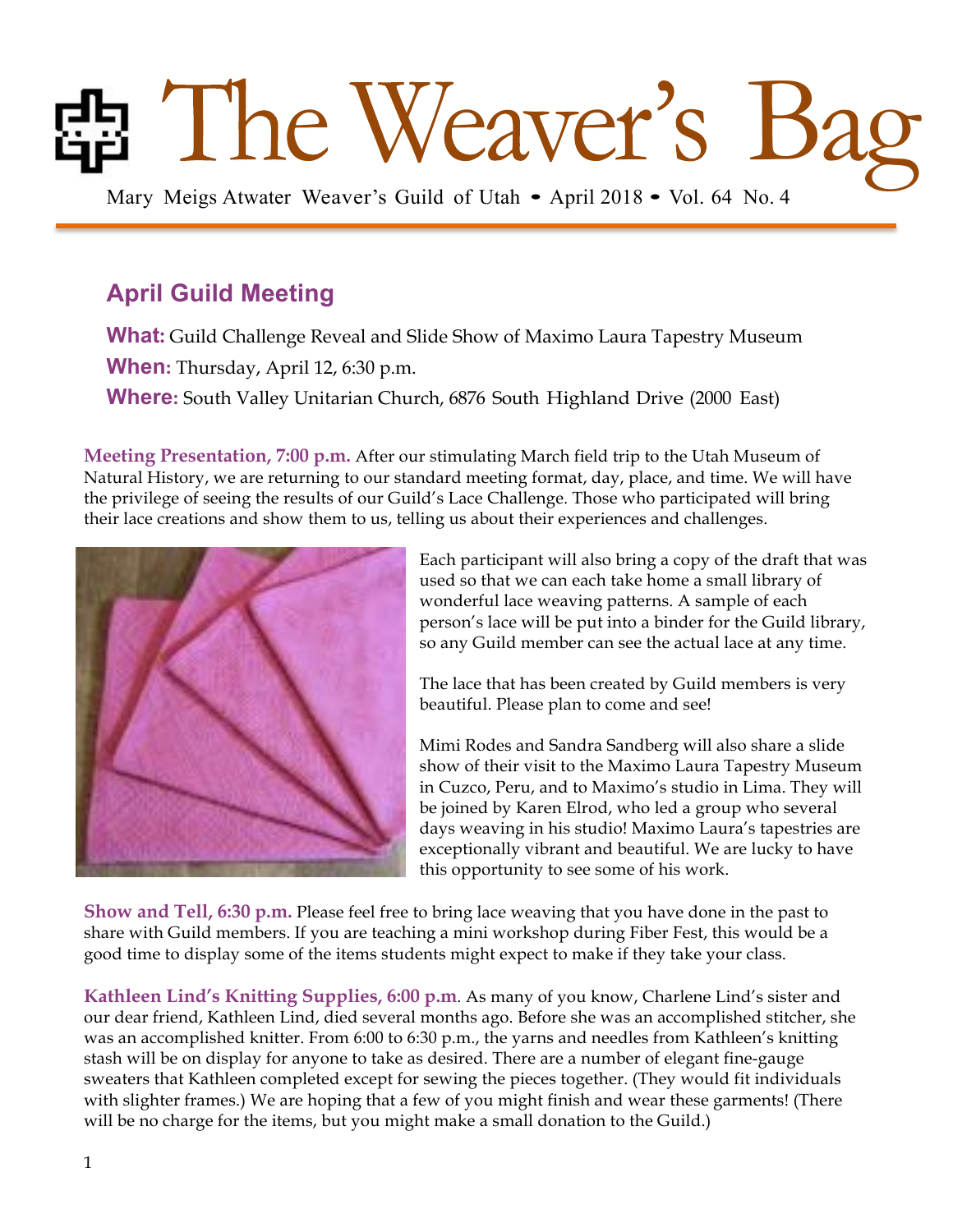# The Weaver's Bag

Mary Meigs Atwater Weaver's Guild of Utah • April 2018 • Vol. 64 No. 4

## April Guild Meeting

**What:** Guild Challenge Reveal and Slide Show of Maximo Laura Tapestry Museum

**When:** Thursday, April 12, 6:30 p.m.

**Where:** South Valley Unitarian Church, 6876 South Highland Drive (2000 East)

**Meeting Presentation, 7:00 p.m.** After our stimulating March field trip to the Utah Museum of Natural History, we are returning to our standard meeting format, day, place, and time. We will have the privilege of seeing the results of our Guild's Lace Challenge. Those who participated will bring their lace creations and show them to us, telling us about their experiences and challenges.

Each participant will also bring a copy of the draft that was used so that we can each take home a small library of wonderful lace weaving patterns. A sample of each person's lace will be put into a binder for the Guild library, so any Guild member can see the actual lace at any time.

The lace that has been created by Guild members is very beautiful. Please plan to come and see!

Mimi Rodes and Sandra Sandberg will also share a slide show of their visit to the Maximo Laura Tapestry Museum in Cuzco, Peru, and to Maximo's studio in Lima. They will be joined by Karen Elrod, who led a group who several days weaving in his studio! Maximo Laura's tapestries are exceptionally vibrant and beautiful. We are lucky to have this opportunity to see some of his work.

**Show and Tell, 6:30 p.m.** Please feel free to bring lace weaving that you have done in the past to share with Guild members. If you are teaching a mini workshop during Fiber Fest, this would be a good time to display some of the items students might expect to make if they take your class.

**Kathleen Lind's Knitting Supplies, 6:00 p.m**. As many of you know, Charlene Lind's sister and our dear friend, Kathleen Lind, died several months ago. Before she was an accomplished stitcher, she was an accomplished knitter. From 6:00 to 6:30 p.m., the yarns and needles from Kathleen's knitting stash will be on display for anyone to take as desired. There are a number of elegant fine-gauge sweaters that Kathleen completed except for sewing the pieces together. (They would fit individuals with slighter frames.) We are hoping that a few of you might finish and wear these garments! (There will be no charge for the items, but you might make a small donation to the Guild.)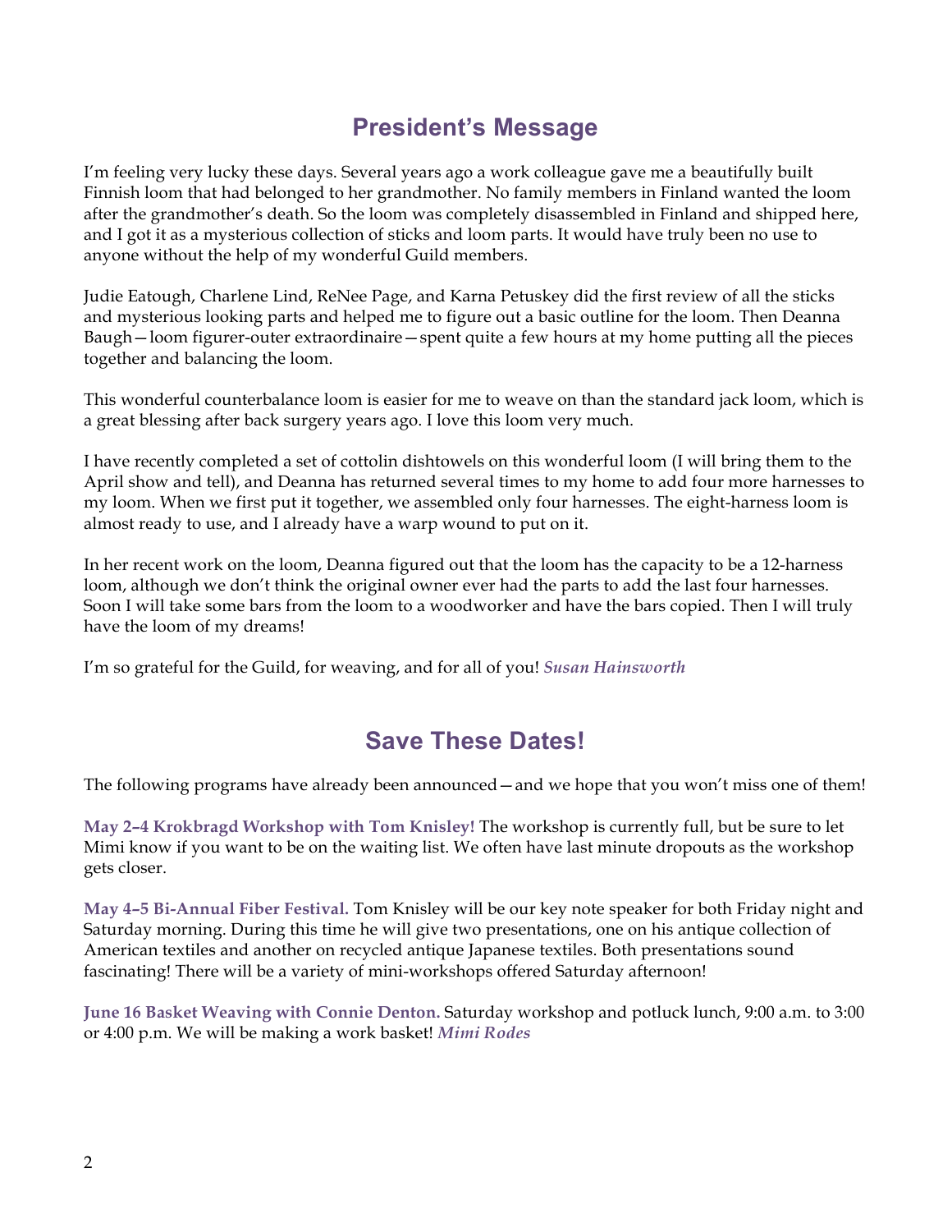## President's Message

I'm feeling very lucky these days. Several years ago a work colleague gave me a beautifully built Finnish loom that had belonged to her grandmother. No family members in Finland wanted the loom after the grandmother's death. So the loom was completely disassembled in Finland and shipped here, and I got it as a mysterious collection of sticks and loom parts. It would have truly been no use to anyone without the help of my wonderful Guild members.

Judie Eatough, Charlene Lind, ReNee Page, and Karna Petuskey did the first review of all the sticks and mysterious looking parts and helped me to figure out a basic outline for the loom. Then Deanna Baugh—loom figurer-outer extraordinaire—spent quite a few hours at my home putting all the pieces together and balancing the loom.

This wonderful counterbalance loom is easier for me to weave on than the standard jack loom, which is a great blessing after back surgery years ago. I love this loom very much.

I have recently completed a set of cottolin dishtowels on this wonderful loom (I will bring them to the April show and tell), and Deanna has returned several times to my home to add four more harnesses to my loom. When we first put it together, we assembled only four harnesses. The eight-harness loom is almost ready to use, and I already have a warp wound to put on it.

In her recent work on the loom, Deanna figured out that the loom has the capacity to be a 12-harness loom, although we don't think the original owner ever had the parts to add the last four harnesses. Soon I will take some bars from the loom to a woodworker and have the bars copied. Then I will truly have the loom of my dreams!

I'm so grateful for the Guild, for weaving, and for all of you! ***Susan Hainsworth***

## Save These Dates!

The following programs have already been announced—and we hope that you won't miss one of them!

**May 2–4 Krokbragd Workshop with Tom Knisley!** The workshop is currently full, but be sure to let Mimi know if you want to be on the waiting list. We often have last minute dropouts as the workshop gets closer.

**May 4–5 Bi-Annual Fiber Festival.** Tom Knisley will be our key note speaker for both Friday night and Saturday morning. During this time he will give two presentations, one on his antique collection of American textiles and another on recycled antique Japanese textiles. Both presentations sound fascinating! There will be a variety of mini-workshops offered Saturday afternoon!

**June 16 Basket Weaving with Connie Denton.** Saturday workshop and potluck lunch, 9:00 a.m. to 3:00 or 4:00 p.m. We will be making a work basket! ***Mimi Rodes***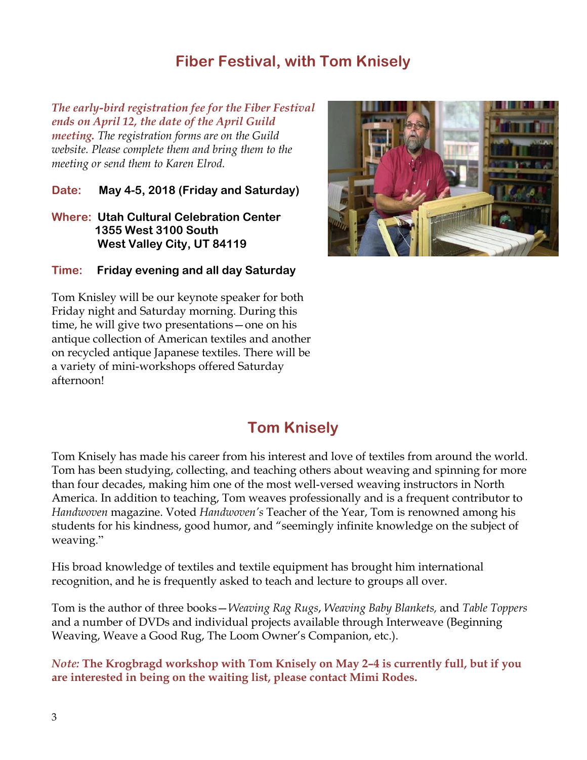## Fiber Festival, with Tom Knisely

***The early-bird registration fee for the Fiber Festival ends on April 12, the date of the April Guild meeting.*** *The registration forms are on the Guild website. Please complete them and bring them to the meeting or send them to Karen Elrod.*

**Date:** **May 4-5, 2018 (Friday and Saturday)**

**Where:** **Utah Cultural Celebration Center**
**1355 West 3100 South**
**West Valley City, UT 84119**

**Time:** **Friday evening and all day Saturday**

Tom Knisley will be our keynote speaker for both Friday night and Saturday morning. During this time, he will give two presentations—one on his antique collection of American textiles and another on recycled antique Japanese textiles. There will be a variety of mini-workshops offered Saturday afternoon!

## Tom Knisely

Tom Knisely has made his career from his interest and love of textiles from around the world. Tom has been studying, collecting, and teaching others about weaving and spinning for more than four decades, making him one of the most well-versed weaving instructors in North America. In addition to teaching, Tom weaves professionally and is a frequent contributor to *Handwoven* magazine. Voted *Handwoven's* Teacher of the Year, Tom is renowned among his students for his kindness, good humor, and "seemingly infinite knowledge on the subject of weaving."

His broad knowledge of textiles and textile equipment has brought him international recognition, and he is frequently asked to teach and lecture to groups all over.

Tom is the author of three books—*Weaving Rag Rugs*, *Weaving Baby Blankets,* and *Table Toppers* and a number of DVDs and individual projects available through Interweave (Beginning Weaving, Weave a Good Rug, The Loom Owner's Companion, etc.).

***Note:*** **The Krogbragd workshop with Tom Knisely on May 2–4 is currently full, but if you are interested in being on the waiting list, please contact Mimi Rodes.**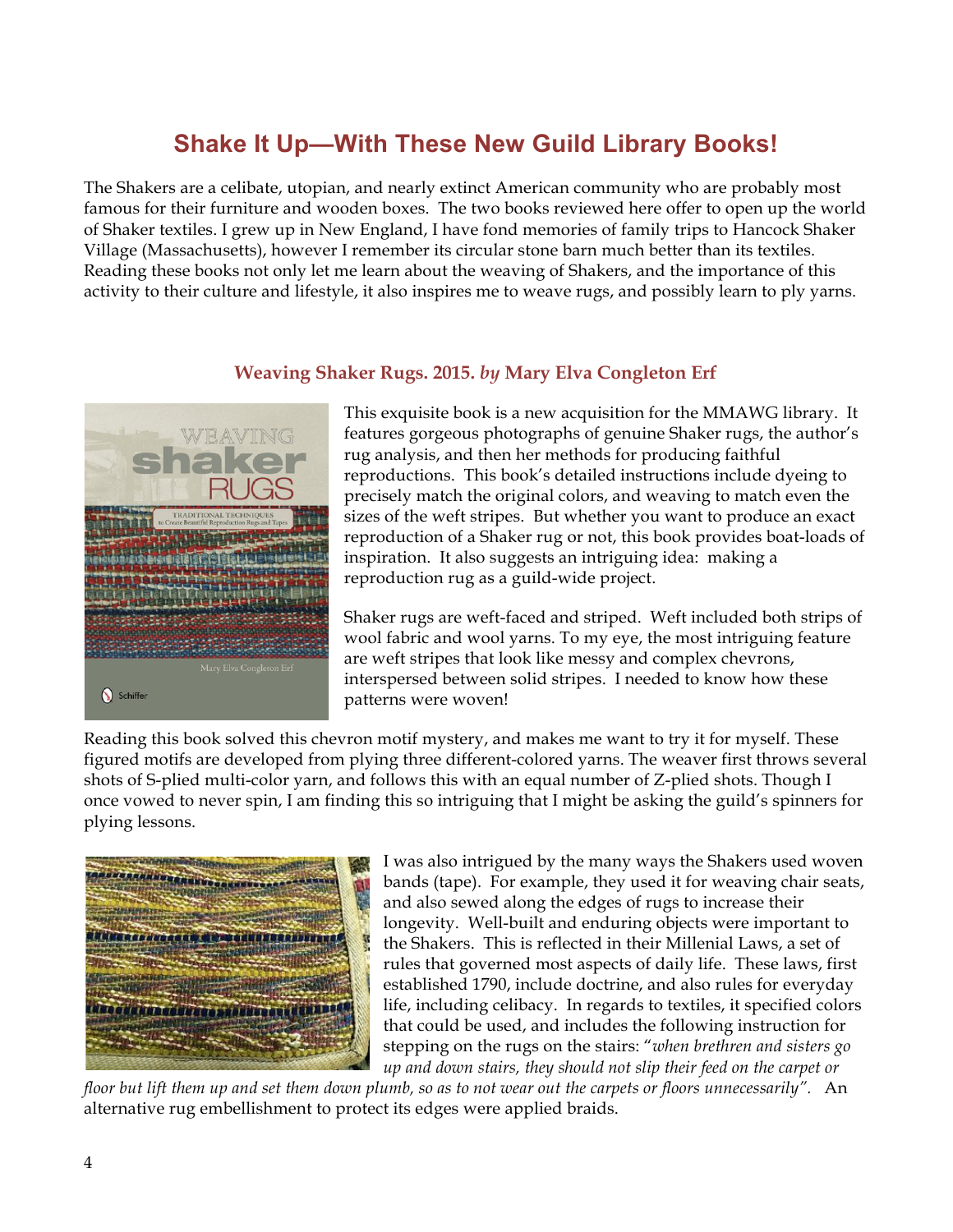# Shake It Up—With These New Guild Library Books!

The Shakers are a celibate, utopian, and nearly extinct American community who are probably most famous for their furniture and wooden boxes. The two books reviewed here offer to open up the world of Shaker textiles. I grew up in New England, I have fond memories of family trips to Hancock Shaker Village (Massachusetts), however I remember its circular stone barn much better than its textiles. Reading these books not only let me learn about the weaving of Shakers, and the importance of this activity to their culture and lifestyle, it also inspires me to weave rugs, and possibly learn to ply yarns.

### Weaving Shaker Rugs. 2015. *by* Mary Elva Congleton Erf

This exquisite book is a new acquisition for the MMAWG library. It features gorgeous photographs of genuine Shaker rugs, the author's rug analysis, and then her methods for producing faithful reproductions. This book's detailed instructions include dyeing to precisely match the original colors, and weaving to match even the sizes of the weft stripes. But whether you want to produce an exact reproduction of a Shaker rug or not, this book provides boat-loads of inspiration. It also suggests an intriguing idea: making a reproduction rug as a guild-wide project.

Shaker rugs are weft-faced and striped. Weft included both strips of wool fabric and wool yarns. To my eye, the most intriguing feature are weft stripes that look like messy and complex chevrons, interspersed between solid stripes. I needed to know how these patterns were woven!

Reading this book solved this chevron motif mystery, and makes me want to try it for myself. These figured motifs are developed from plying three different-colored yarns. The weaver first throws several shots of S-plied multi-color yarn, and follows this with an equal number of Z-plied shots. Though I once vowed to never spin, I am finding this so intriguing that I might be asking the guild's spinners for plying lessons.

I was also intrigued by the many ways the Shakers used woven bands (tape). For example, they used it for weaving chair seats, and also sewed along the edges of rugs to increase their longevity. Well-built and enduring objects were important to the Shakers. This is reflected in their Millenial Laws, a set of rules that governed most aspects of daily life. These laws, first established 1790, include doctrine, and also rules for everyday life, including celibacy. In regards to textiles, it specified colors that could be used, and includes the following instruction for stepping on the rugs on the stairs: "*when brethren and sisters go up and down stairs, they should not slip their feed on the carpet or floor but lift them up and set them down plumb, so as to not wear out the carpets or floors unnecessarily*". An alternative rug embellishment to protect its edges were applied braids.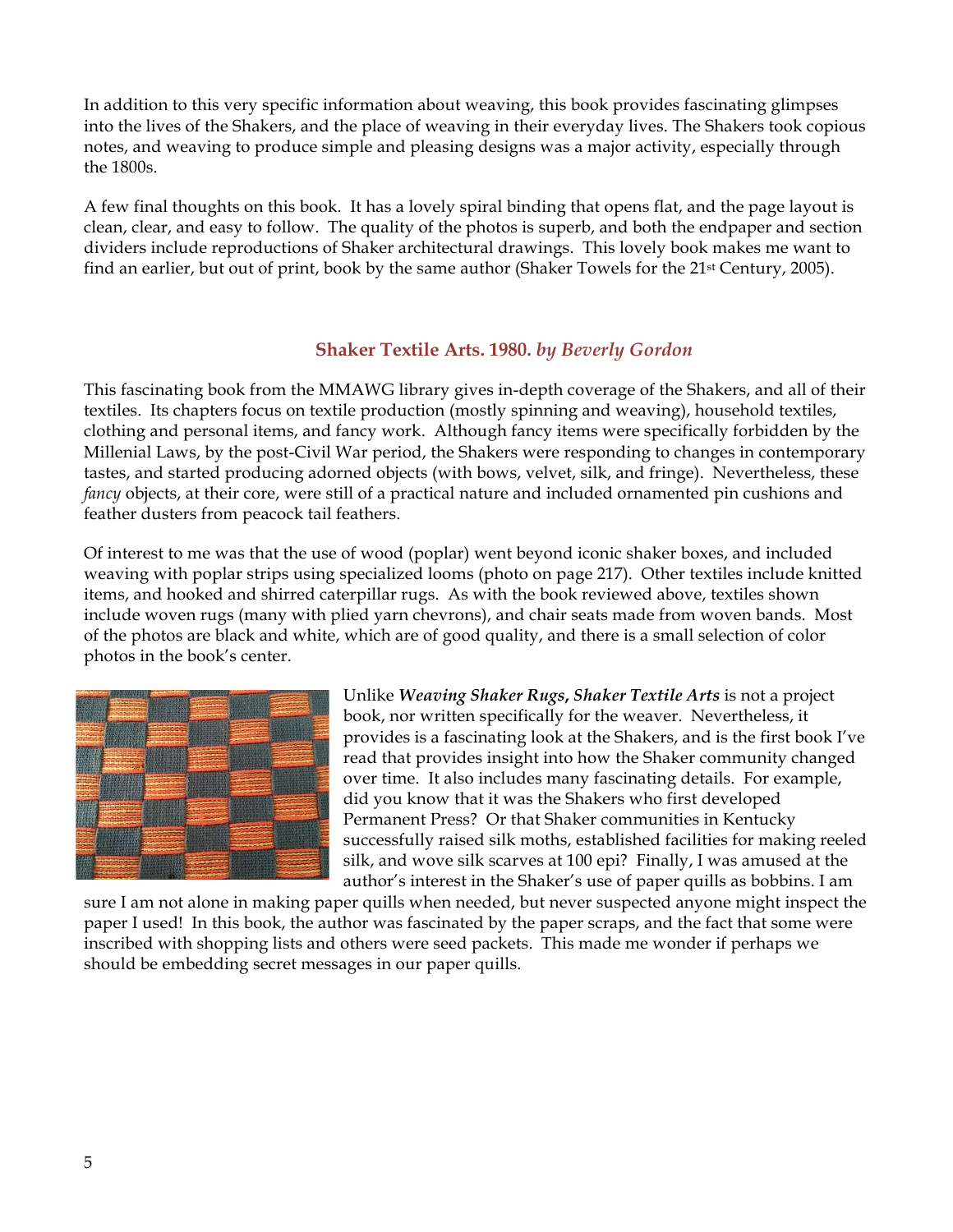In addition to this very specific information about weaving, this book provides fascinating glimpses into the lives of the Shakers, and the place of weaving in their everyday lives. The Shakers took copious notes, and weaving to produce simple and pleasing designs was a major activity, especially through the 1800s.

A few final thoughts on this book. It has a lovely spiral binding that opens flat, and the page layout is clean, clear, and easy to follow. The quality of the photos is superb, and both the endpaper and section dividers include reproductions of Shaker architectural drawings. This lovely book makes me want to find an earlier, but out of print, book by the same author (Shaker Towels for the 21st Century, 2005).

## Shaker Textile Arts. 1980. *by Beverly Gordon*

This fascinating book from the MMAWG library gives in-depth coverage of the Shakers, and all of their textiles. Its chapters focus on textile production (mostly spinning and weaving), household textiles, clothing and personal items, and fancy work. Although fancy items were specifically forbidden by the Millenial Laws, by the post-Civil War period, the Shakers were responding to changes in contemporary tastes, and started producing adorned objects (with bows, velvet, silk, and fringe). Nevertheless, these *fancy* objects, at their core, were still of a practical nature and included ornamented pin cushions and feather dusters from peacock tail feathers.

Of interest to me was that the use of wood (poplar) went beyond iconic shaker boxes, and included weaving with poplar strips using specialized looms (photo on page 217). Other textiles include knitted items, and hooked and shirred caterpillar rugs. As with the book reviewed above, textiles shown include woven rugs (many with plied yarn chevrons), and chair seats made from woven bands. Most of the photos are black and white, which are of good quality, and there is a small selection of color photos in the book's center.

Unlike ***Weaving Shaker Rugs***, ***Shaker Textile Arts*** is not a project book, nor written specifically for the weaver. Nevertheless, it provides is a fascinating look at the Shakers, and is the first book I've read that provides insight into how the Shaker community changed over time. It also includes many fascinating details. For example, did you know that it was the Shakers who first developed Permanent Press? Or that Shaker communities in Kentucky successfully raised silk moths, established facilities for making reeled silk, and wove silk scarves at 100 epi? Finally, I was amused at the author's interest in the Shaker's use of paper quills as bobbins. I am sure I am not alone in making paper quills when needed, but never suspected anyone might inspect the paper I used! In this book, the author was fascinated by the paper scraps, and the fact that some were inscribed with shopping lists and others were seed packets. This made me wonder if perhaps we should be embedding secret messages in our paper quills.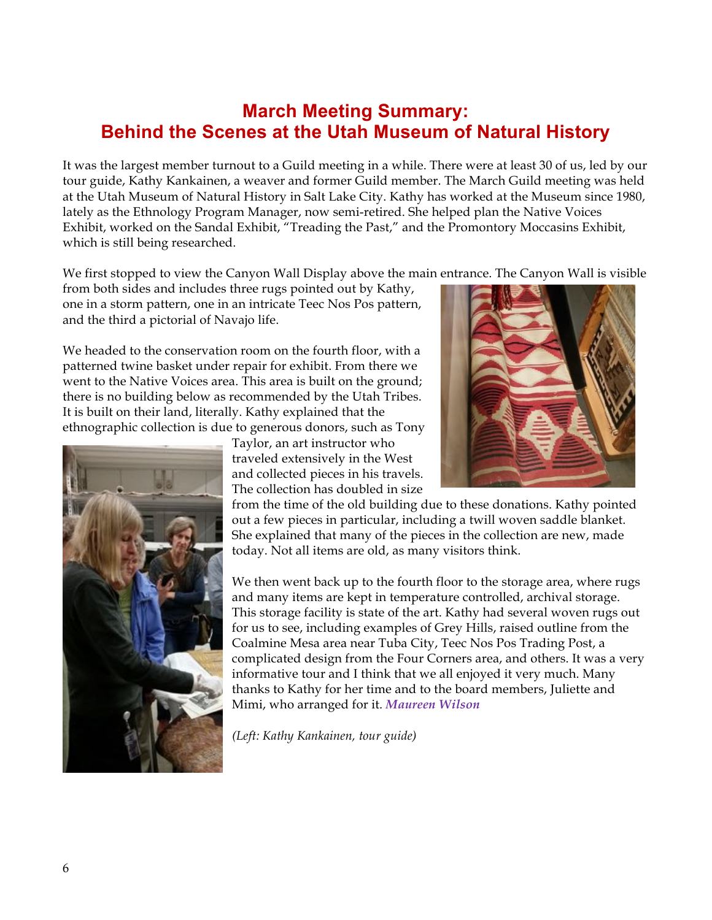## March Meeting Summary: Behind the Scenes at the Utah Museum of Natural History

It was the largest member turnout to a Guild meeting in a while. There were at least 30 of us, led by our tour guide, Kathy Kankainen, a weaver and former Guild member. The March Guild meeting was held at the Utah Museum of Natural History in Salt Lake City. Kathy has worked at the Museum since 1980, lately as the Ethnology Program Manager, now semi-retired. She helped plan the Native Voices Exhibit, worked on the Sandal Exhibit, "Treading the Past," and the Promontory Moccasins Exhibit, which is still being researched.

We first stopped to view the Canyon Wall Display above the main entrance. The Canyon Wall is visible from both sides and includes three rugs pointed out by Kathy, one in a storm pattern, one in an intricate Teec Nos Pos pattern, and the third a pictorial of Navajo life.

We headed to the conservation room on the fourth floor, with a patterned twine basket under repair for exhibit. From there we went to the Native Voices area. This area is built on the ground; there is no building below as recommended by the Utah Tribes. It is built on their land, literally. Kathy explained that the ethnographic collection is due to generous donors, such as Tony Taylor, an art instructor who traveled extensively in the West and collected pieces in his travels. The collection has doubled in size from the time of the old building due to these donations. Kathy pointed out a few pieces in particular, including a twill woven saddle blanket. She explained that many of the pieces in the collection are new, made today. Not all items are old, as many visitors think.

We then went back up to the fourth floor to the storage area, where rugs and many items are kept in temperature controlled, archival storage. This storage facility is state of the art. Kathy had several woven rugs out for us to see, including examples of Grey Hills, raised outline from the Coalmine Mesa area near Tuba City, Teec Nos Pos Trading Post, a complicated design from the Four Corners area, and others. It was a very informative tour and I think that we all enjoyed it very much. Many thanks to Kathy for her time and to the board members, Juliette and Mimi, who arranged for it. ***Maureen Wilson***

*(Left: Kathy Kankainen, tour guide)*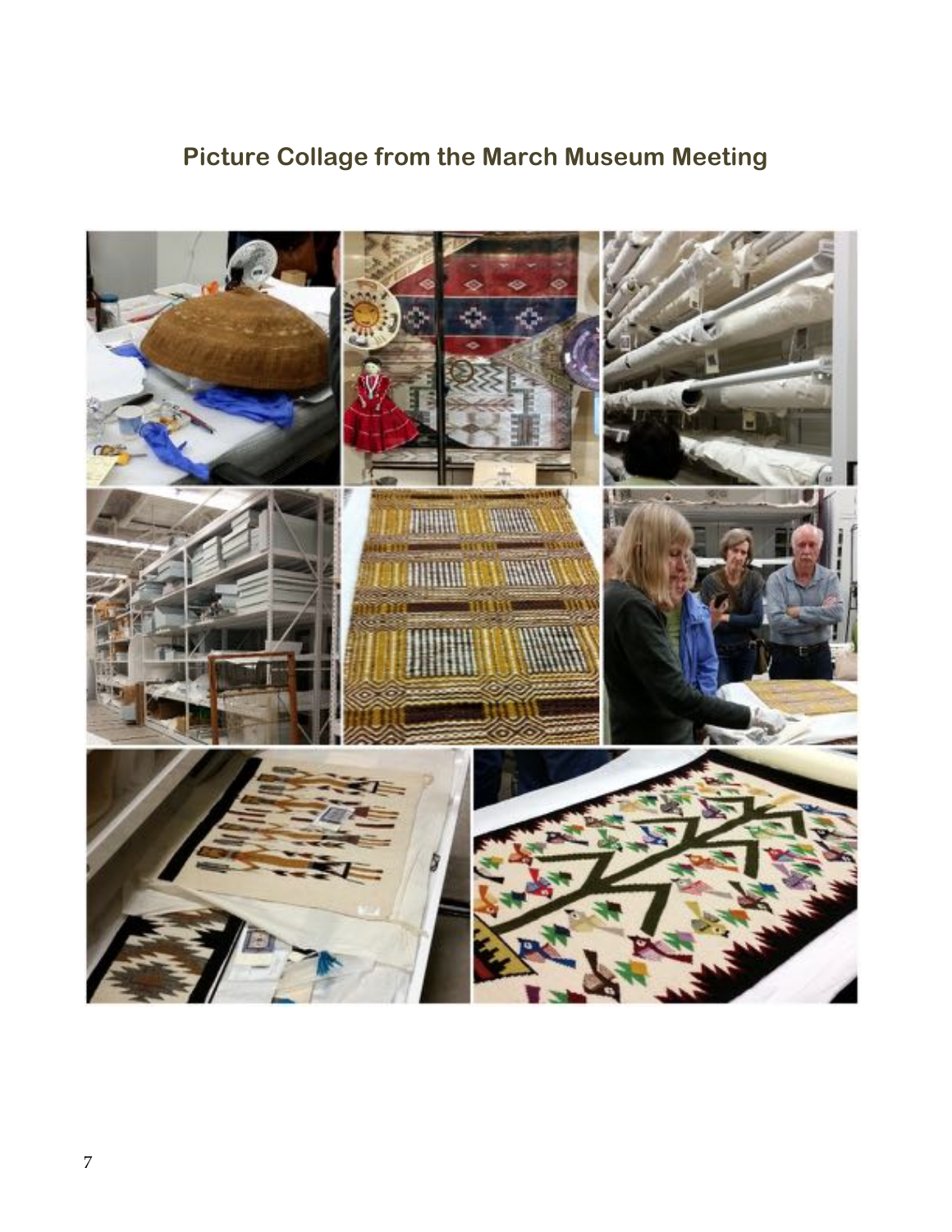## Picture Collage from the March Museum Meeting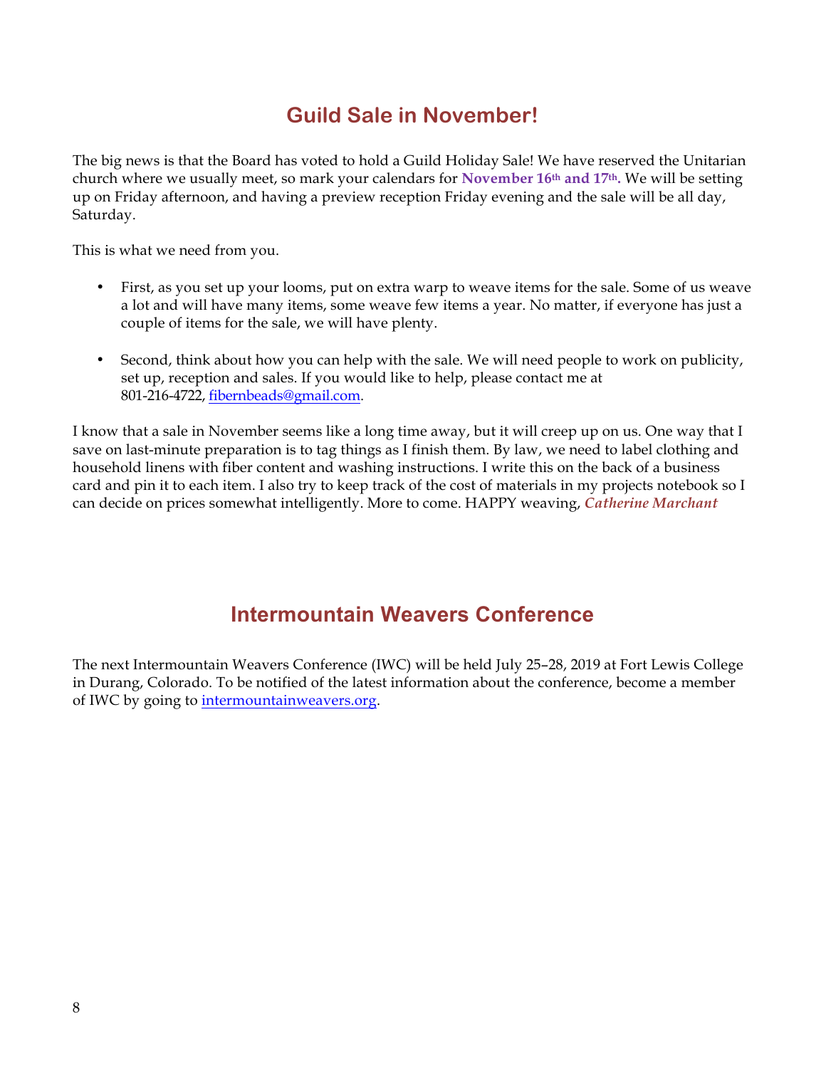## Guild Sale in November!

The big news is that the Board has voted to hold a Guild Holiday Sale! We have reserved the Unitarian church where we usually meet, so mark your calendars for **November 16th and 17th.** We will be setting up on Friday afternoon, and having a preview reception Friday evening and the sale will be all day, Saturday.

This is what we need from you.

- First, as you set up your looms, put on extra warp to weave items for the sale. Some of us weave a lot and will have many items, some weave few items a year. No matter, if everyone has just a couple of items for the sale, we will have plenty.

- Second, think about how you can help with the sale. We will need people to work on publicity, set up, reception and sales. If you would like to help, please contact me at 801-216-4722, fibernbeads@gmail.com.

I know that a sale in November seems like a long time away, but it will creep up on us. One way that I save on last-minute preparation is to tag things as I finish them. By law, we need to label clothing and household linens with fiber content and washing instructions. I write this on the back of a business card and pin it to each item. I also try to keep track of the cost of materials in my projects notebook so I can decide on prices somewhat intelligently. More to come. HAPPY weaving, ***Catherine Marchant***

## Intermountain Weavers Conference

The next Intermountain Weavers Conference (IWC) will be held July 25–28, 2019 at Fort Lewis College in Durang, Colorado. To be notified of the latest information about the conference, become a member of IWC by going to intermountainweavers.org.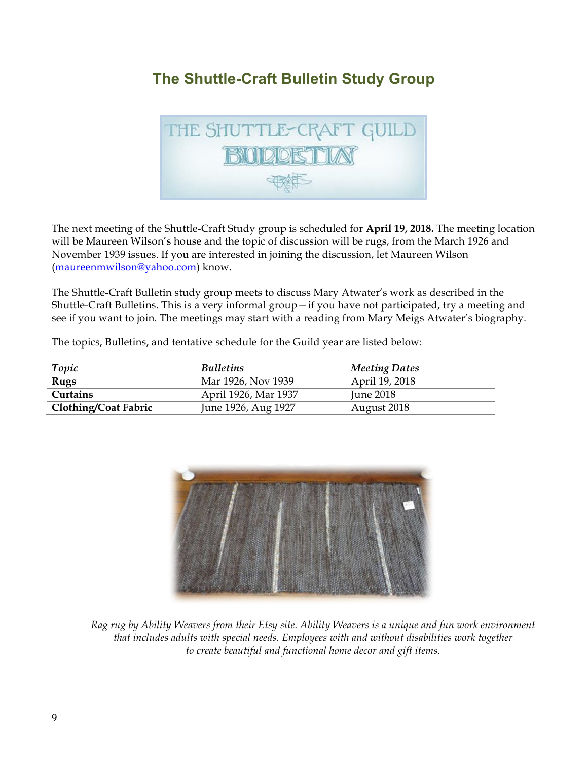## The Shuttle-Craft Bulletin Study Group

The next meeting of the Shuttle-Craft Study group is scheduled for **April 19, 2018.** The meeting location will be Maureen Wilson's house and the topic of discussion will be rugs, from the March 1926 and November 1939 issues. If you are interested in joining the discussion, let Maureen Wilson (maureenmwilson@yahoo.com) know.

The Shuttle-Craft Bulletin study group meets to discuss Mary Atwater's work as described in the Shuttle-Craft Bulletins. This is a very informal group—if you have not participated, try a meeting and see if you want to join. The meetings may start with a reading from Mary Meigs Atwater's biography.

The topics, Bulletins, and tentative schedule for the Guild year are listed below:

| *Topic* | *Bulletins* | *Meeting Dates* |
|---|---|---|
| **Rugs** | Mar 1926, Nov 1939 | April 19, 2018 |
| **Curtains** | April 1926, Mar 1937 | June 2018 |
| **Clothing/Coat Fabric** | June 1926, Aug 1927 | August 2018 |

*Rag rug by Ability Weavers from their Etsy site. Ability Weavers is a unique and fun work environment that includes adults with special needs. Employees with and without disabilities work together to create beautiful and functional home decor and gift items.*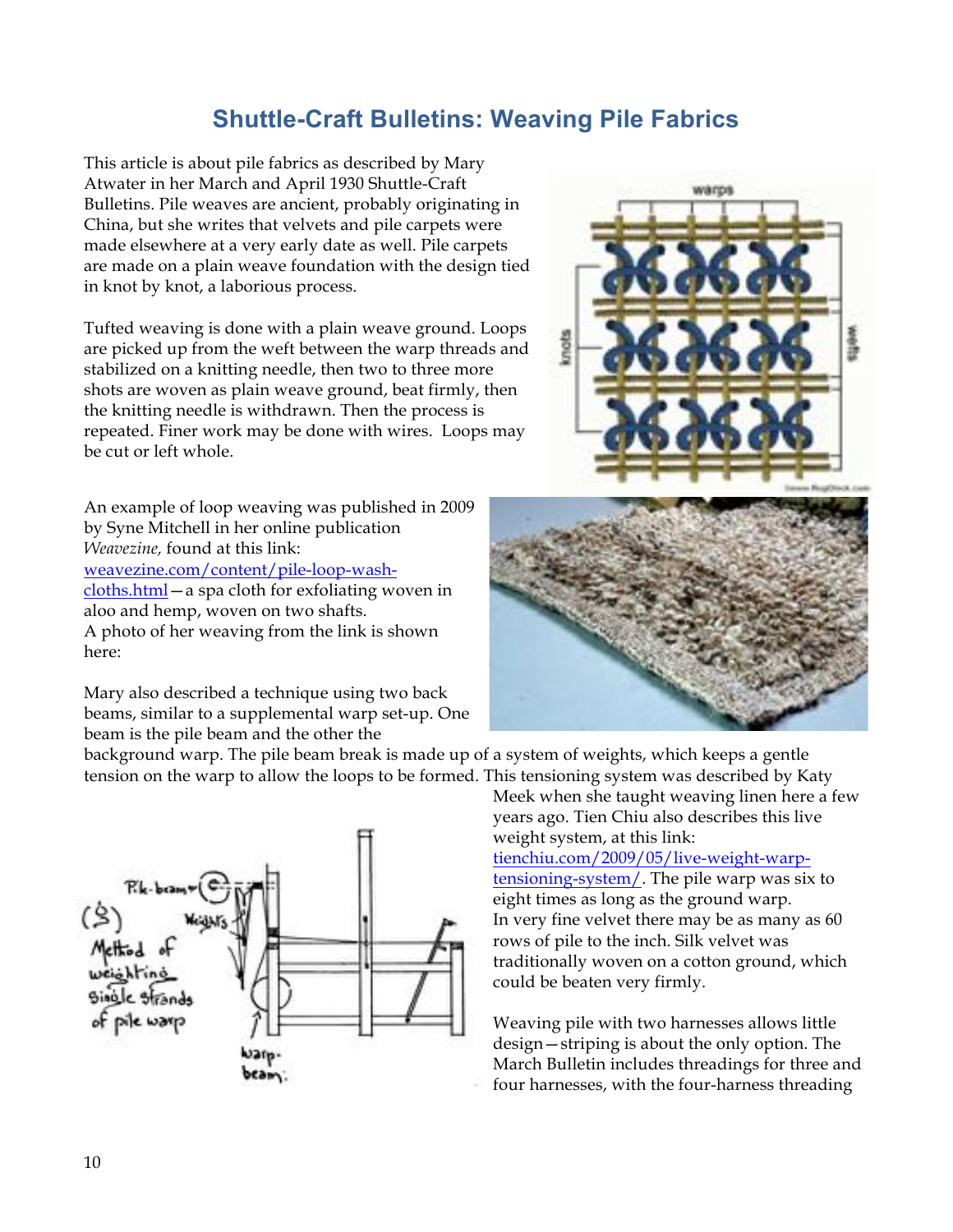# Shuttle-Craft Bulletins: Weaving Pile Fabrics

This article is about pile fabrics as described by Mary Atwater in her March and April 1930 Shuttle-Craft Bulletins. Pile weaves are ancient, probably originating in China, but she writes that velvets and pile carpets were made elsewhere at a very early date as well. Pile carpets are made on a plain weave foundation with the design tied in knot by knot, a laborious process.

Tufted weaving is done with a plain weave ground. Loops are picked up from the weft between the warp threads and stabilized on a knitting needle, then two to three more shots are woven as plain weave ground, beat firmly, then the knitting needle is withdrawn. Then the process is repeated. Finer work may be done with wires. Loops may be cut or left whole.

An example of loop weaving was published in 2009 by Syne Mitchell in her online publication *Weavezine,* found at this link: [weavezine.com/content/pile-loop-wash-cloths.html](weavezine.com/content/pile-loop-wash-cloths.html)—a spa cloth for exfoliating woven in aloo and hemp, woven on two shafts. A photo of her weaving from the link is shown here:

Mary also described a technique using two back beams, similar to a supplemental warp set-up. One beam is the pile beam and the other the background warp. The pile beam break is made up of a system of weights, which keeps a gentle tension on the warp to allow the loops to be formed. This tensioning system was described by Katy Meek when she taught weaving linen here a few years ago. Tien Chiu also describes this live weight system, at this link: [tienchiu.com/2009/05/live-weight-warp-tensioning-system/](tienchiu.com/2009/05/live-weight-warp-tensioning-system/). The pile warp was six to eight times as long as the ground warp. In very fine velvet there may be as many as 60 rows of pile to the inch. Silk velvet was traditionally woven on a cotton ground, which could be beaten very firmly.

Weaving pile with two harnesses allows little design—striping is about the only option. The March Bulletin includes threadings for three and four harnesses, with the four-harness threading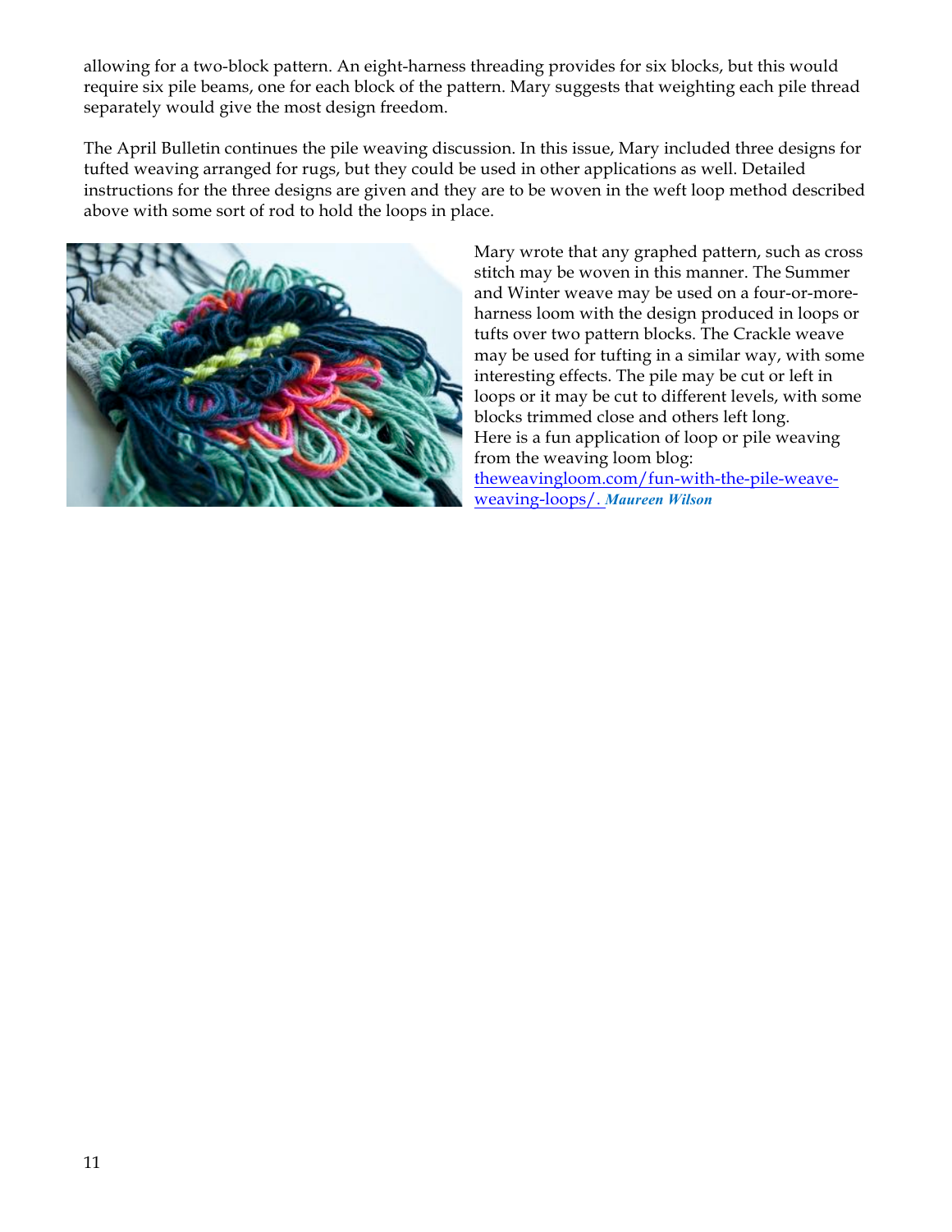allowing for a two-block pattern. An eight-harness threading provides for six blocks, but this would require six pile beams, one for each block of the pattern. Mary suggests that weighting each pile thread separately would give the most design freedom.

The April Bulletin continues the pile weaving discussion. In this issue, Mary included three designs for tufted weaving arranged for rugs, but they could be used in other applications as well. Detailed instructions for the three designs are given and they are to be woven in the weft loop method described above with some sort of rod to hold the loops in place.

Mary wrote that any graphed pattern, such as cross stitch may be woven in this manner. The Summer and Winter weave may be used on a four-or-more-harness loom with the design produced in loops or tufts over two pattern blocks. The Crackle weave may be used for tufting in a similar way, with some interesting effects. The pile may be cut or left in loops or it may be cut to different levels, with some blocks trimmed close and others left long.

Here is a fun application of loop or pile weaving from the weaving loom blog: [theweavingloom.com/fun-with-the-pile-weave-weaving-loops/](https://theweavingloom.com/fun-with-the-pile-weave-weaving-loops/). ***Maureen Wilson***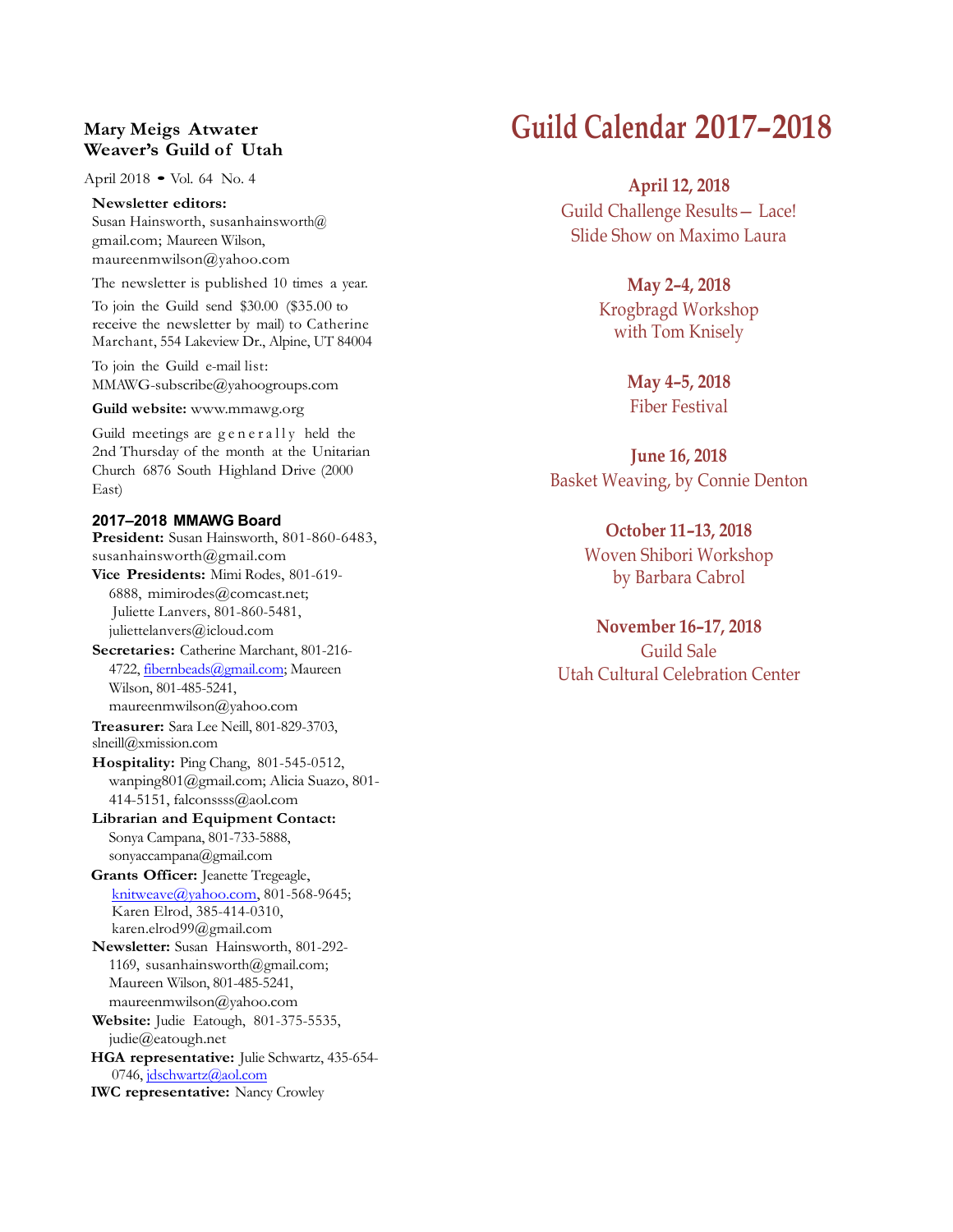**Mary Meigs Atwater**
**Weaver's Guild of Utah**

April 2018 • Vol. 64 No. 4

**Newsletter editors:**
Susan Hainsworth, susanhainsworth@gmail.com; Maureen Wilson, maureenmwilson@yahoo.com

The newsletter is published 10 times a year.

To join the Guild send $30.00 ($35.00 to receive the newsletter by mail) to Catherine Marchant, 554 Lakeview Dr., Alpine, UT 84004

To join the Guild e-mail list: MMAWG-subscribe@yahoogroups.com

**Guild website:** www.mmawg.org

Guild meetings are generally held the 2nd Thursday of the month at the Unitarian Church 6876 South Highland Drive (2000 East)

### 2017–2018 MMAWG Board

**President:** Susan Hainsworth, 801-860-6483, susanhainsworth@gmail.com
**Vice Presidents:** Mimi Rodes, 801-619-6888, mimirodes@comcast.net; Juliette Lanvers, 801-860-5481, juliettelanvers@icloud.com
**Secretaries:** Catherine Marchant, 801-216-4722, fibernbeads@gmail.com; Maureen Wilson, 801-485-5241, maureenmwilson@yahoo.com
**Treasurer:** Sara Lee Neill, 801-829-3703, slneill@xmission.com
**Hospitality:** Ping Chang, 801-545-0512, wanping801@gmail.com; Alicia Suazo, 801-414-5151, falconssss@aol.com
**Librarian and Equipment Contact:** Sonya Campana, 801-733-5888, sonyaccampana@gmail.com
**Grants Officer:** Jeanette Tregeagle, knitweave@yahoo.com, 801-568-9645; Karen Elrod, 385-414-0310, karen.elrod99@gmail.com
**Newsletter:** Susan Hainsworth, 801-292-1169, susanhainsworth@gmail.com; Maureen Wilson, 801-485-5241, maureenmwilson@yahoo.com
**Website:** Judie Eatough, 801-375-5535, judie@eatough.net
**HGA representative:** Julie Schwartz, 435-654-0746, jdschwartz@aol.com
**IWC representative:** Nancy Crowley

# Guild Calendar 2017–2018

**April 12, 2018**
Guild Challenge Results— Lace!
Slide Show on Maximo Laura

**May 2–4, 2018**
Krogbragd Workshop
with Tom Knisely

**May 4–5, 2018**
Fiber Festival

**June 16, 2018**
Basket Weaving, by Connie Denton

**October 11–13, 2018**
Woven Shibori Workshop
by Barbara Cabrol

**November 16–17, 2018**
Guild Sale
Utah Cultural Celebration Center